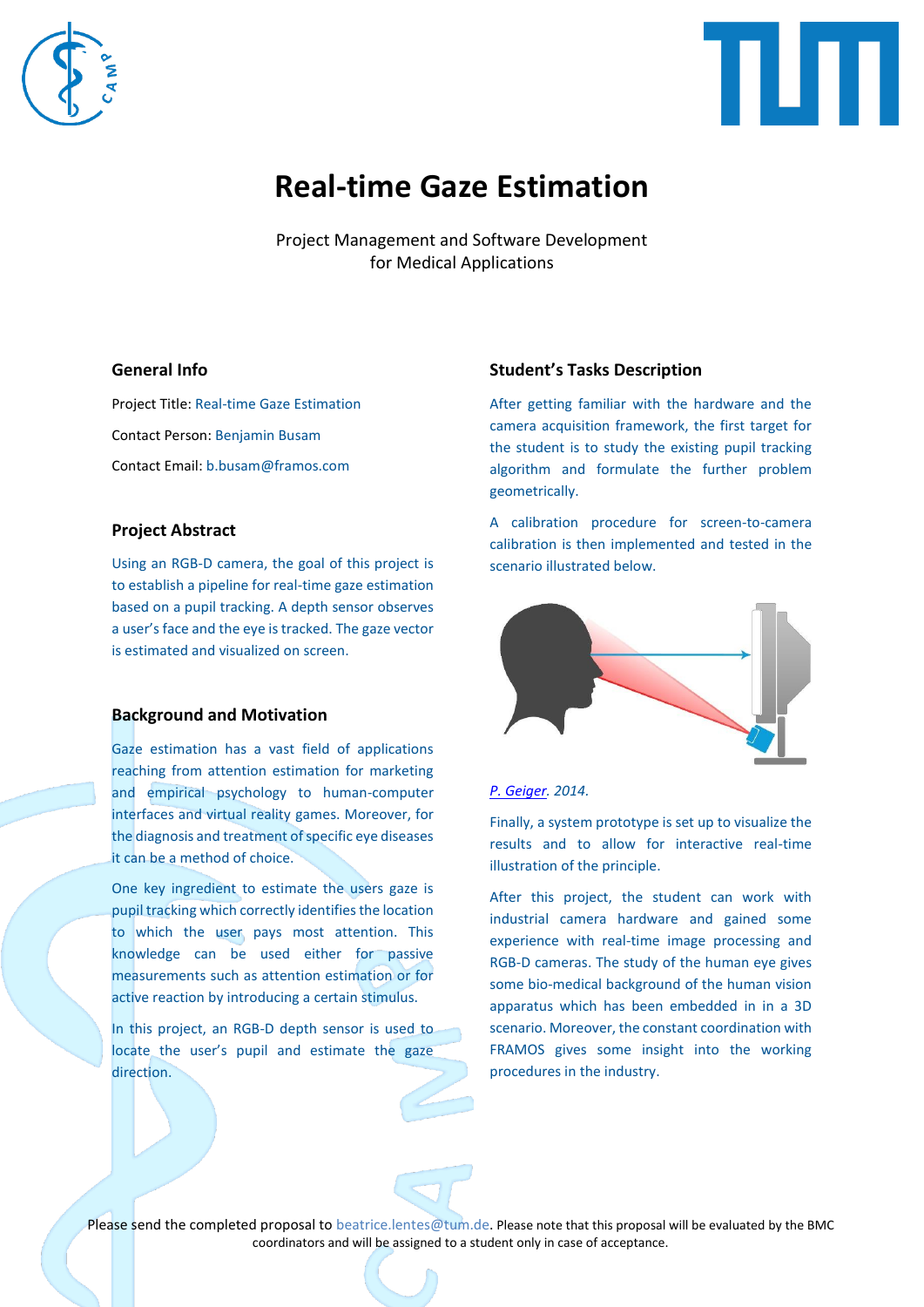# Real-time Gaze Estimation

Project Management and Software Development
for Medical Applications

## General Info

Project Title: Real-time Gaze Estimation

Contact Person: Benjamin Busam

Contact Email: b.busam@framos.com

## Project Abstract

Using an RGB-D camera, the goal of this project is to establish a pipeline for real-time gaze estimation based on a pupil tracking. A depth sensor observes a user's face and the eye is tracked. The gaze vector is estimated and visualized on screen.

## Background and Motivation

Gaze estimation has a vast field of applications reaching from attention estimation for marketing and empirical psychology to human-computer interfaces and virtual reality games. Moreover, for the diagnosis and treatment of specific eye diseases it can be a method of choice.

One key ingredient to estimate the users gaze is pupil tracking which correctly identifies the location to which the user pays most attention. This knowledge can be used either for passive measurements such as attention estimation or for active reaction by introducing a certain stimulus.

In this project, an RGB-D depth sensor is used to locate the user's pupil and estimate the gaze direction.

## Student's Tasks Description

After getting familiar with the hardware and the camera acquisition framework, the first target for the student is to study the existing pupil tracking algorithm and formulate the further problem geometrically.

A calibration procedure for screen-to-camera calibration is then implemented and tested in the scenario illustrated below.

*P. Geiger, 2014.*

Finally, a system prototype is set up to visualize the results and to allow for interactive real-time illustration of the principle.

After this project, the student can work with industrial camera hardware and gained some experience with real-time image processing and RGB-D cameras. The study of the human eye gives some bio-medical background of the human vision apparatus which has been embedded in in a 3D scenario. Moreover, the constant coordination with FRAMOS gives some insight into the working procedures in the industry.

Please send the completed proposal to beatrice.lentes@tum.de. Please note that this proposal will be evaluated by the BMC coordinators and will be assigned to a student only in case of acceptance.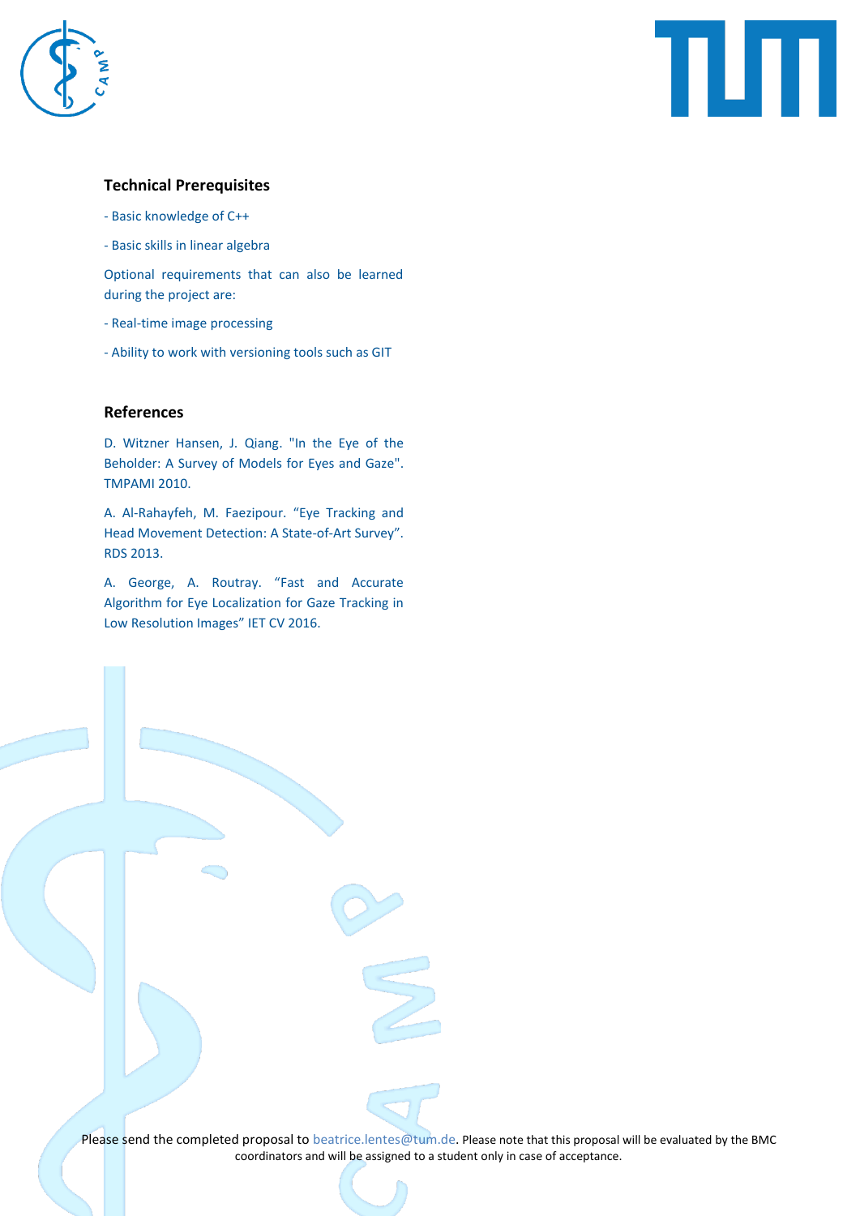## Technical Prerequisites

- Basic knowledge of C++

- Basic skills in linear algebra

Optional requirements that can also be learned during the project are:

- Real-time image processing

- Ability to work with versioning tools such as GIT

## References

D. Witzner Hansen, J. Qiang. "In the Eye of the Beholder: A Survey of Models for Eyes and Gaze". TMPAMI 2010.

A. Al-Rahayfeh, M. Faezipour. "Eye Tracking and Head Movement Detection: A State-of-Art Survey". RDS 2013.

A. George, A. Routray. "Fast and Accurate Algorithm for Eye Localization for Gaze Tracking in Low Resolution Images" IET CV 2016.

Please send the completed proposal to beatrice.lentes@tum.de. Please note that this proposal will be evaluated by the BMC coordinators and will be assigned to a student only in case of acceptance.